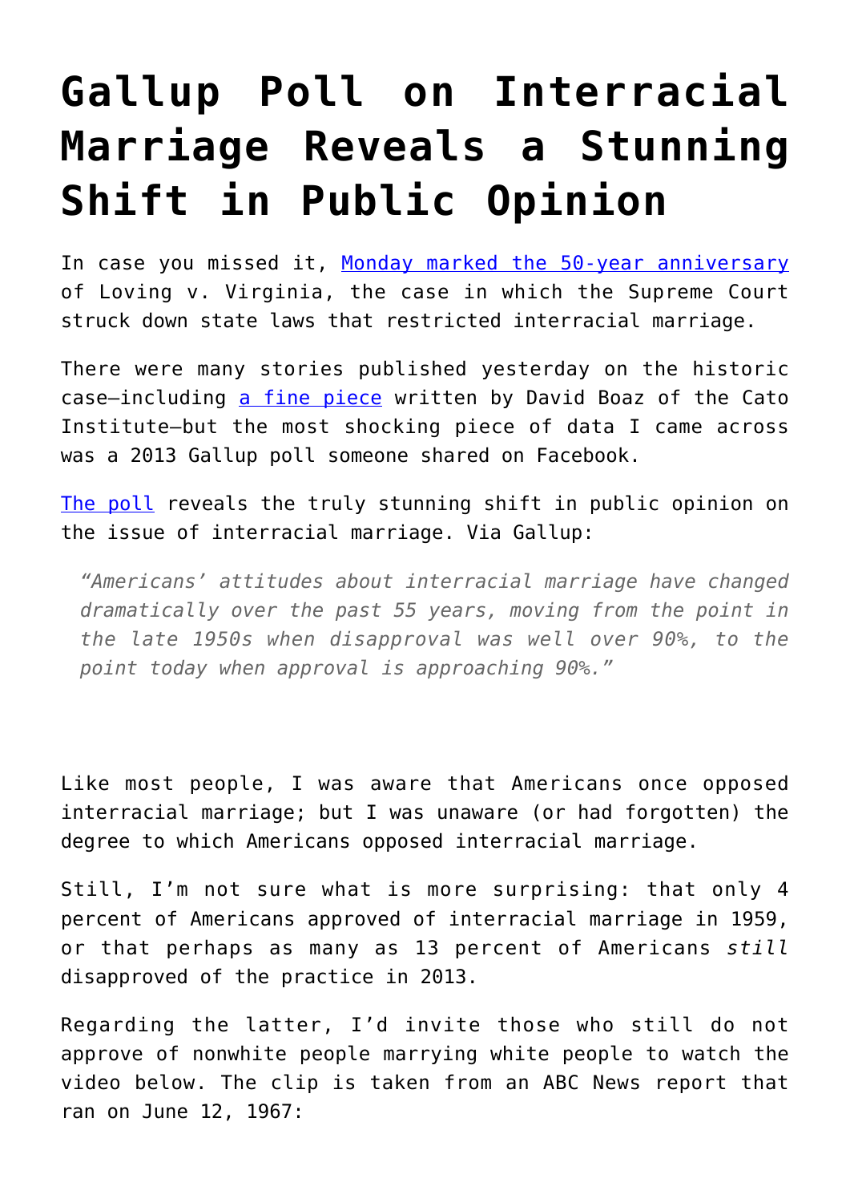# Gallup Poll on Interracial Marriage Reveals a Stunning Shift in Public Opinion

In case you missed it, Monday marked the 50-year anniversary of Loving v. Virginia, the case in which the Supreme Court struck down state laws that restricted interracial marriage.

There were many stories published yesterday on the historic case—including a fine piece written by David Boaz of the Cato Institute—but the most shocking piece of data I came across was a 2013 Gallup poll someone shared on Facebook.

The poll reveals the truly stunning shift in public opinion on the issue of interracial marriage. Via Gallup:

> *"Americans' attitudes about interracial marriage have changed dramatically over the past 55 years, moving from the point in the late 1950s when disapproval was well over 90%, to the point today when approval is approaching 90%."*

Like most people, I was aware that Americans once opposed interracial marriage; but I was unaware (or had forgotten) the degree to which Americans opposed interracial marriage.

Still, I'm not sure what is more surprising: that only 4 percent of Americans approved of interracial marriage in 1959, or that perhaps as many as 13 percent of Americans *still* disapproved of the practice in 2013.

Regarding the latter, I'd invite those who still do not approve of nonwhite people marrying white people to watch the video below. The clip is taken from an ABC News report that ran on June 12, 1967: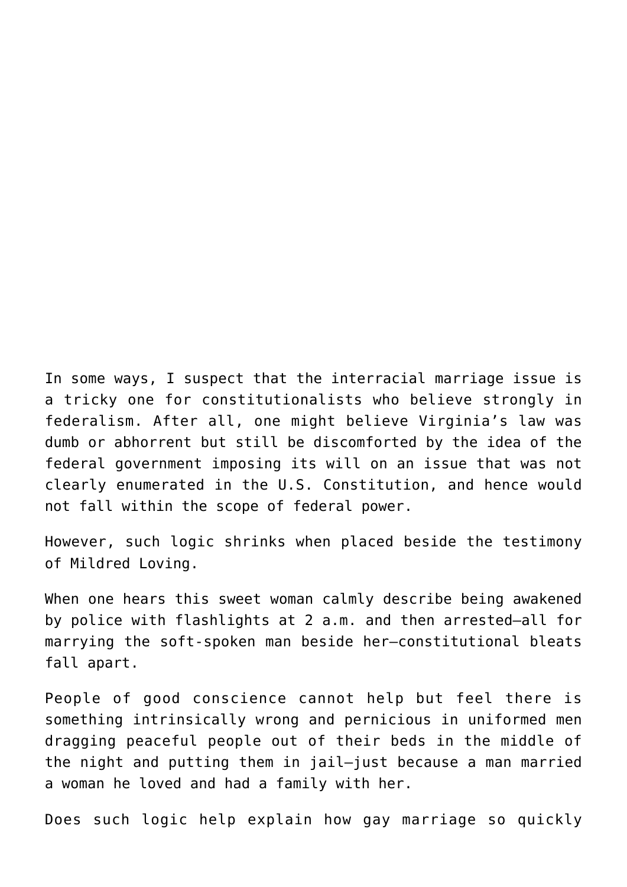In some ways, I suspect that the interracial marriage issue is a tricky one for constitutionalists who believe strongly in federalism. After all, one might believe Virginia's law was dumb or abhorrent but still be discomforted by the idea of the federal government imposing its will on an issue that was not clearly enumerated in the U.S. Constitution, and hence would not fall within the scope of federal power.

However, such logic shrinks when placed beside the testimony of Mildred Loving.

When one hears this sweet woman calmly describe being awakened by police with flashlights at 2 a.m. and then arrested—all for marrying the soft-spoken man beside her—constitutional bleats fall apart.

People of good conscience cannot help but feel there is something intrinsically wrong and pernicious in uniformed men dragging peaceful people out of their beds in the middle of the night and putting them in jail—just because a man married a woman he loved and had a family with her.

Does such logic help explain how gay marriage so quickly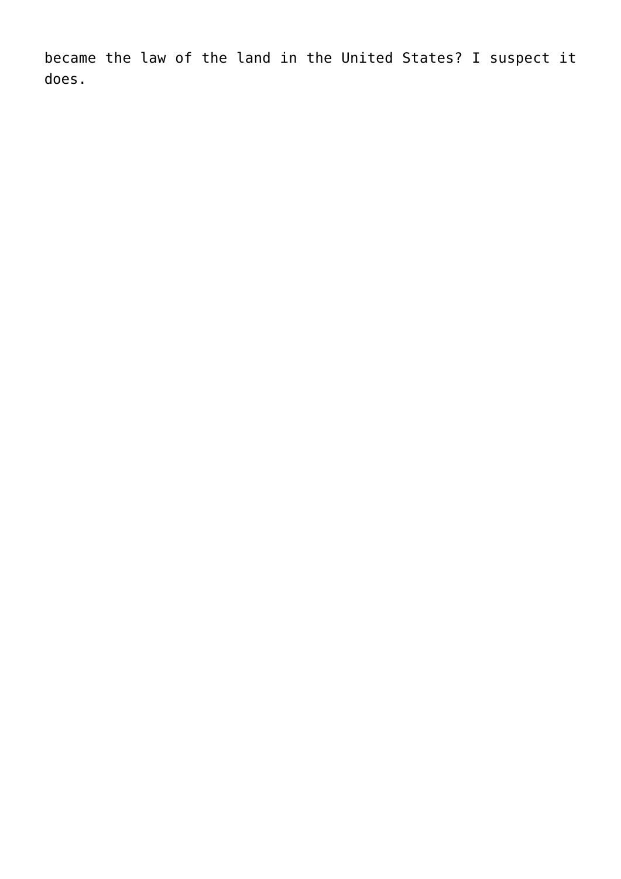became the law of the land in the United States? I suspect it does.